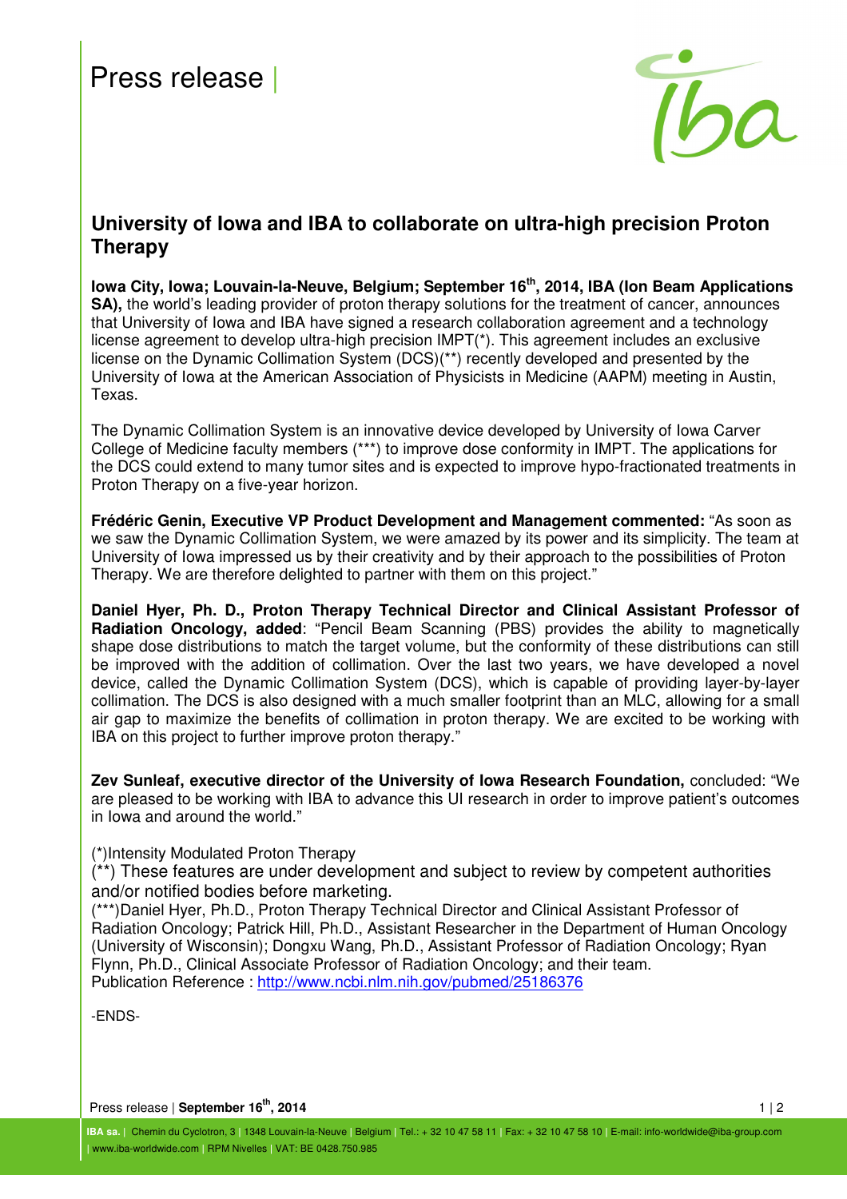Press release |

# University of Iowa and IBA to collaborate on ultra-high precision Proton Therapy

**Iowa City, Iowa; Louvain-la-Neuve, Belgium; September 16th, 2014, IBA (Ion Beam Applications SA),** the world's leading provider of proton therapy solutions for the treatment of cancer, announces that University of Iowa and IBA have signed a research collaboration agreement and a technology license agreement to develop ultra-high precision IMPT(*). This agreement includes an exclusive license on the Dynamic Collimation System (DCS)(**) recently developed and presented by the University of Iowa at the American Association of Physicists in Medicine (AAPM) meeting in Austin, Texas.

The Dynamic Collimation System is an innovative device developed by University of Iowa Carver College of Medicine faculty members (***) to improve dose conformity in IMPT. The applications for the DCS could extend to many tumor sites and is expected to improve hypo-fractionated treatments in Proton Therapy on a five-year horizon.

**Frédéric Genin, Executive VP Product Development and Management commented:** "As soon as we saw the Dynamic Collimation System, we were amazed by its power and its simplicity. The team at University of Iowa impressed us by their creativity and by their approach to the possibilities of Proton Therapy. We are therefore delighted to partner with them on this project."

**Daniel Hyer, Ph. D., Proton Therapy Technical Director and Clinical Assistant Professor of Radiation Oncology, added**: "Pencil Beam Scanning (PBS) provides the ability to magnetically shape dose distributions to match the target volume, but the conformity of these distributions can still be improved with the addition of collimation. Over the last two years, we have developed a novel device, called the Dynamic Collimation System (DCS), which is capable of providing layer-by-layer collimation. The DCS is also designed with a much smaller footprint than an MLC, allowing for a small air gap to maximize the benefits of collimation in proton therapy. We are excited to be working with IBA on this project to further improve proton therapy."

**Zev Sunleaf, executive director of the University of Iowa Research Foundation,** concluded: "We are pleased to be working with IBA to advance this UI research in order to improve patient's outcomes in Iowa and around the world."

(*)Intensity Modulated Proton Therapy

(**) These features are under development and subject to review by competent authorities and/or notified bodies before marketing.

(***)Daniel Hyer, Ph.D., Proton Therapy Technical Director and Clinical Assistant Professor of Radiation Oncology; Patrick Hill, Ph.D., Assistant Researcher in the Department of Human Oncology (University of Wisconsin); Dongxu Wang, Ph.D., Assistant Professor of Radiation Oncology; Ryan Flynn, Ph.D., Clinical Associate Professor of Radiation Oncology; and their team.

Publication Reference : http://www.ncbi.nlm.nih.gov/pubmed/25186376

-ENDS-

**IBA sa.** | Chemin du Cyclotron, 3 | 1348 Louvain-la-Neuve | Belgium | Tel.: + 32 10 47 58 11 | Fax: + 32 10 47 58 10 | E-mail: info-worldwide@iba-group.com | www.iba-worldwide.com | RPM Nivelles | VAT: BE 0428.750.985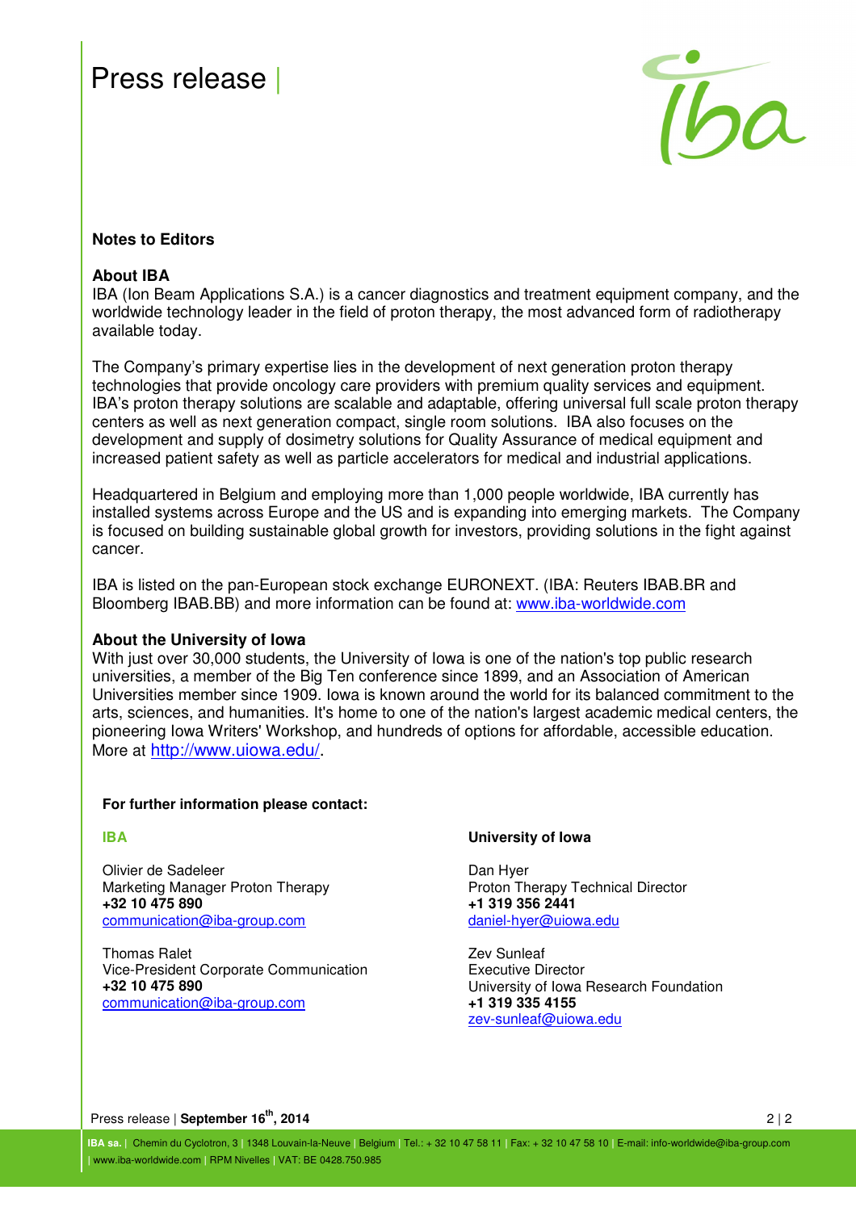## Notes to Editors

### About IBA

IBA (Ion Beam Applications S.A.) is a cancer diagnostics and treatment equipment company, and the worldwide technology leader in the field of proton therapy, the most advanced form of radiotherapy available today.

The Company's primary expertise lies in the development of next generation proton therapy technologies that provide oncology care providers with premium quality services and equipment. IBA's proton therapy solutions are scalable and adaptable, offering universal full scale proton therapy centers as well as next generation compact, single room solutions. IBA also focuses on the development and supply of dosimetry solutions for Quality Assurance of medical equipment and increased patient safety as well as particle accelerators for medical and industrial applications.

Headquartered in Belgium and employing more than 1,000 people worldwide, IBA currently has installed systems across Europe and the US and is expanding into emerging markets. The Company is focused on building sustainable global growth for investors, providing solutions in the fight against cancer.

IBA is listed on the pan-European stock exchange EURONEXT. (IBA: Reuters IBAB.BR and Bloomberg IBAB.BB) and more information can be found at: www.iba-worldwide.com

### About the University of Iowa

With just over 30,000 students, the University of Iowa is one of the nation's top public research universities, a member of the Big Ten conference since 1899, and an Association of American Universities member since 1909. Iowa is known around the world for its balanced commitment to the arts, sciences, and humanities. It's home to one of the nation's largest academic medical centers, the pioneering Iowa Writers' Workshop, and hundreds of options for affordable, accessible education. More at http://www.uiowa.edu/.

**For further information please contact:**

**IBA**

Olivier de Sadeleer
Marketing Manager Proton Therapy
**+32 10 475 890**
communication@iba-group.com

Thomas Ralet
Vice-President Corporate Communication
**+32 10 475 890**
communication@iba-group.com

**University of Iowa**

Dan Hyer
Proton Therapy Technical Director
**+1 319 356 2441**
daniel-hyer@uiowa.edu

Zev Sunleaf
Executive Director
University of Iowa Research Foundation
**+1 319 335 4155**
zev-sunleaf@uiowa.edu